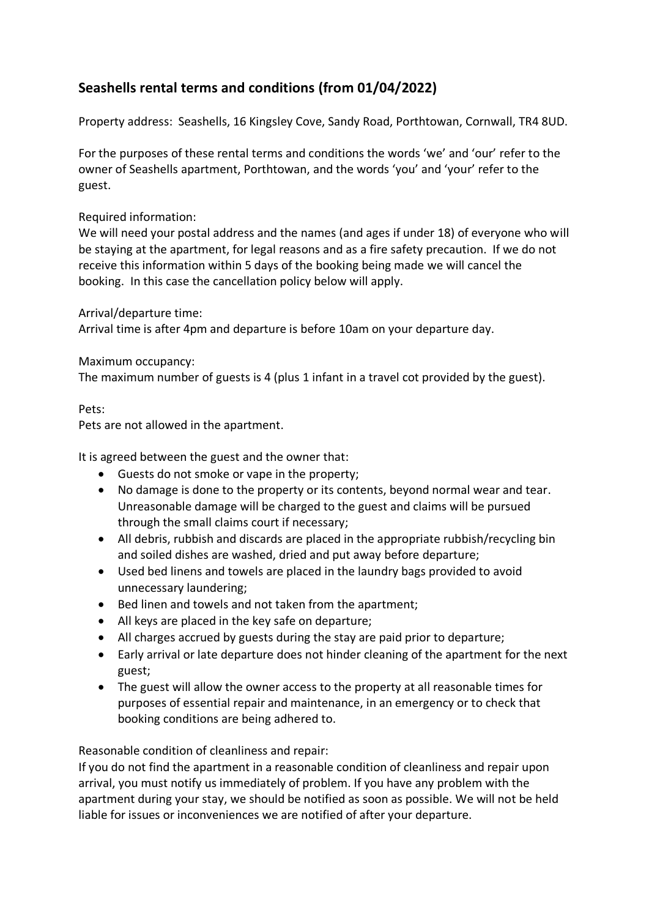## Seashells rental terms and conditions (from 01/04/2022)

Property address: Seashells, 16 Kingsley Cove, Sandy Road, Porthtowan, Cornwall, TR4 8UD.

For the purposes of these rental terms and conditions the words 'we' and 'our' refer to the owner of Seashells apartment, Porthtowan, and the words 'you' and 'your' refer to the guest.

Required information:
We will need your postal address and the names (and ages if under 18) of everyone who will be staying at the apartment, for legal reasons and as a fire safety precaution. If we do not receive this information within 5 days of the booking being made we will cancel the booking. In this case the cancellation policy below will apply.

Arrival/departure time:
Arrival time is after 4pm and departure is before 10am on your departure day.

Maximum occupancy:
The maximum number of guests is 4 (plus 1 infant in a travel cot provided by the guest).

Pets:
Pets are not allowed in the apartment.

It is agreed between the guest and the owner that:

- Guests do not smoke or vape in the property;
- No damage is done to the property or its contents, beyond normal wear and tear. Unreasonable damage will be charged to the guest and claims will be pursued through the small claims court if necessary;
- All debris, rubbish and discards are placed in the appropriate rubbish/recycling bin and soiled dishes are washed, dried and put away before departure;
- Used bed linens and towels are placed in the laundry bags provided to avoid unnecessary laundering;
- Bed linen and towels and not taken from the apartment;
- All keys are placed in the key safe on departure;
- All charges accrued by guests during the stay are paid prior to departure;
- Early arrival or late departure does not hinder cleaning of the apartment for the next guest;
- The guest will allow the owner access to the property at all reasonable times for purposes of essential repair and maintenance, in an emergency or to check that booking conditions are being adhered to.

Reasonable condition of cleanliness and repair:
If you do not find the apartment in a reasonable condition of cleanliness and repair upon arrival, you must notify us immediately of problem. If you have any problem with the apartment during your stay, we should be notified as soon as possible. We will not be held liable for issues or inconveniences we are notified of after your departure.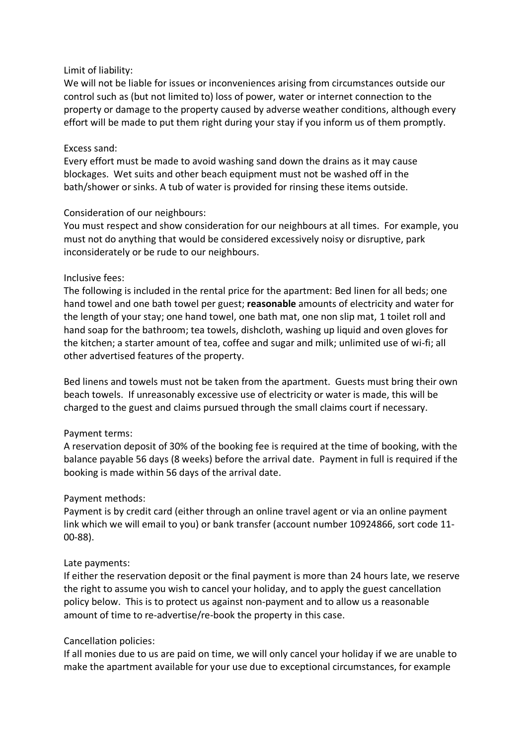Limit of liability:

We will not be liable for issues or inconveniences arising from circumstances outside our control such as (but not limited to) loss of power, water or internet connection to the property or damage to the property caused by adverse weather conditions, although every effort will be made to put them right during your stay if you inform us of them promptly.

Excess sand:

Every effort must be made to avoid washing sand down the drains as it may cause blockages. Wet suits and other beach equipment must not be washed off in the bath/shower or sinks. A tub of water is provided for rinsing these items outside.

Consideration of our neighbours:

You must respect and show consideration for our neighbours at all times. For example, you must not do anything that would be considered excessively noisy or disruptive, park inconsiderately or be rude to our neighbours.

Inclusive fees:

The following is included in the rental price for the apartment: Bed linen for all beds; one hand towel and one bath towel per guest; **reasonable** amounts of electricity and water for the length of your stay; one hand towel, one bath mat, one non slip mat, 1 toilet roll and hand soap for the bathroom; tea towels, dishcloth, washing up liquid and oven gloves for the kitchen; a starter amount of tea, coffee and sugar and milk; unlimited use of wi-fi; all other advertised features of the property.

Bed linens and towels must not be taken from the apartment. Guests must bring their own beach towels. If unreasonably excessive use of electricity or water is made, this will be charged to the guest and claims pursued through the small claims court if necessary.

Payment terms:

A reservation deposit of 30% of the booking fee is required at the time of booking, with the balance payable 56 days (8 weeks) before the arrival date. Payment in full is required if the booking is made within 56 days of the arrival date.

Payment methods:

Payment is by credit card (either through an online travel agent or via an online payment link which we will email to you) or bank transfer (account number 10924866, sort code 11-00-88).

Late payments:

If either the reservation deposit or the final payment is more than 24 hours late, we reserve the right to assume you wish to cancel your holiday, and to apply the guest cancellation policy below. This is to protect us against non-payment and to allow us a reasonable amount of time to re-advertise/re-book the property in this case.

Cancellation policies:

If all monies due to us are paid on time, we will only cancel your holiday if we are unable to make the apartment available for your use due to exceptional circumstances, for example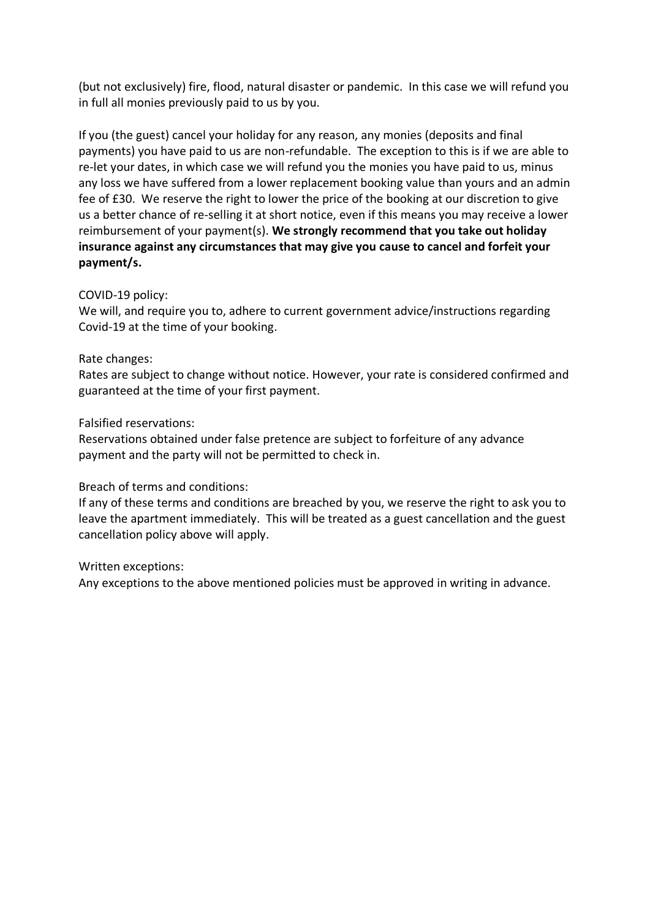(but not exclusively) fire, flood, natural disaster or pandemic. In this case we will refund you in full all monies previously paid to us by you.

If you (the guest) cancel your holiday for any reason, any monies (deposits and final payments) you have paid to us are non-refundable. The exception to this is if we are able to re-let your dates, in which case we will refund you the monies you have paid to us, minus any loss we have suffered from a lower replacement booking value than yours and an admin fee of £30. We reserve the right to lower the price of the booking at our discretion to give us a better chance of re-selling it at short notice, even if this means you may receive a lower reimbursement of your payment(s). **We strongly recommend that you take out holiday insurance against any circumstances that may give you cause to cancel and forfeit your payment/s.**

COVID-19 policy:
We will, and require you to, adhere to current government advice/instructions regarding Covid-19 at the time of your booking.

Rate changes:
Rates are subject to change without notice. However, your rate is considered confirmed and guaranteed at the time of your first payment.

Falsified reservations:
Reservations obtained under false pretence are subject to forfeiture of any advance payment and the party will not be permitted to check in.

Breach of terms and conditions:
If any of these terms and conditions are breached by you, we reserve the right to ask you to leave the apartment immediately. This will be treated as a guest cancellation and the guest cancellation policy above will apply.

Written exceptions:
Any exceptions to the above mentioned policies must be approved in writing in advance.